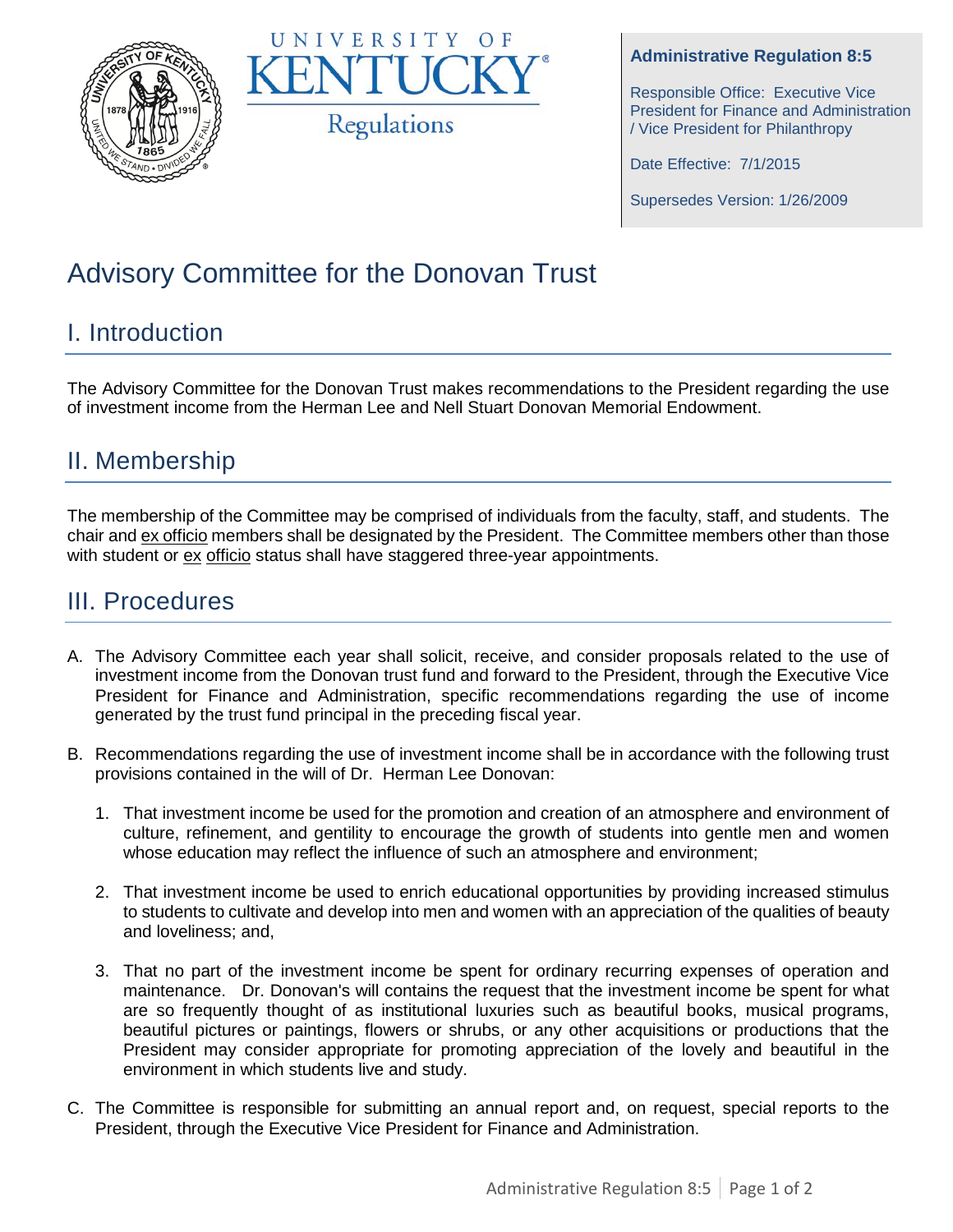University of Kentucky Regulations

**Administrative Regulation 8:5**

Responsible Office: Executive Vice President for Finance and Administration / Vice President for Philanthropy

Date Effective: 7/1/2015

Supersedes Version: 1/26/2009

# Advisory Committee for the Donovan Trust

## I. Introduction

The Advisory Committee for the Donovan Trust makes recommendations to the President regarding the use of investment income from the Herman Lee and Nell Stuart Donovan Memorial Endowment.

## II. Membership

The membership of the Committee may be comprised of individuals from the faculty, staff, and students. The chair and ex officio members shall be designated by the President. The Committee members other than those with student or ex officio status shall have staggered three-year appointments.

## III. Procedures

A. The Advisory Committee each year shall solicit, receive, and consider proposals related to the use of investment income from the Donovan trust fund and forward to the President, through the Executive Vice President for Finance and Administration, specific recommendations regarding the use of income generated by the trust fund principal in the preceding fiscal year.

B. Recommendations regarding the use of investment income shall be in accordance with the following trust provisions contained in the will of Dr. Herman Lee Donovan:

1. That investment income be used for the promotion and creation of an atmosphere and environment of culture, refinement, and gentility to encourage the growth of students into gentle men and women whose education may reflect the influence of such an atmosphere and environment;

2. That investment income be used to enrich educational opportunities by providing increased stimulus to students to cultivate and develop into men and women with an appreciation of the qualities of beauty and loveliness; and,

3. That no part of the investment income be spent for ordinary recurring expenses of operation and maintenance. Dr. Donovan's will contains the request that the investment income be spent for what are so frequently thought of as institutional luxuries such as beautiful books, musical programs, beautiful pictures or paintings, flowers or shrubs, or any other acquisitions or productions that the President may consider appropriate for promoting appreciation of the lovely and beautiful in the environment in which students live and study.

C. The Committee is responsible for submitting an annual report and, on request, special reports to the President, through the Executive Vice President for Finance and Administration.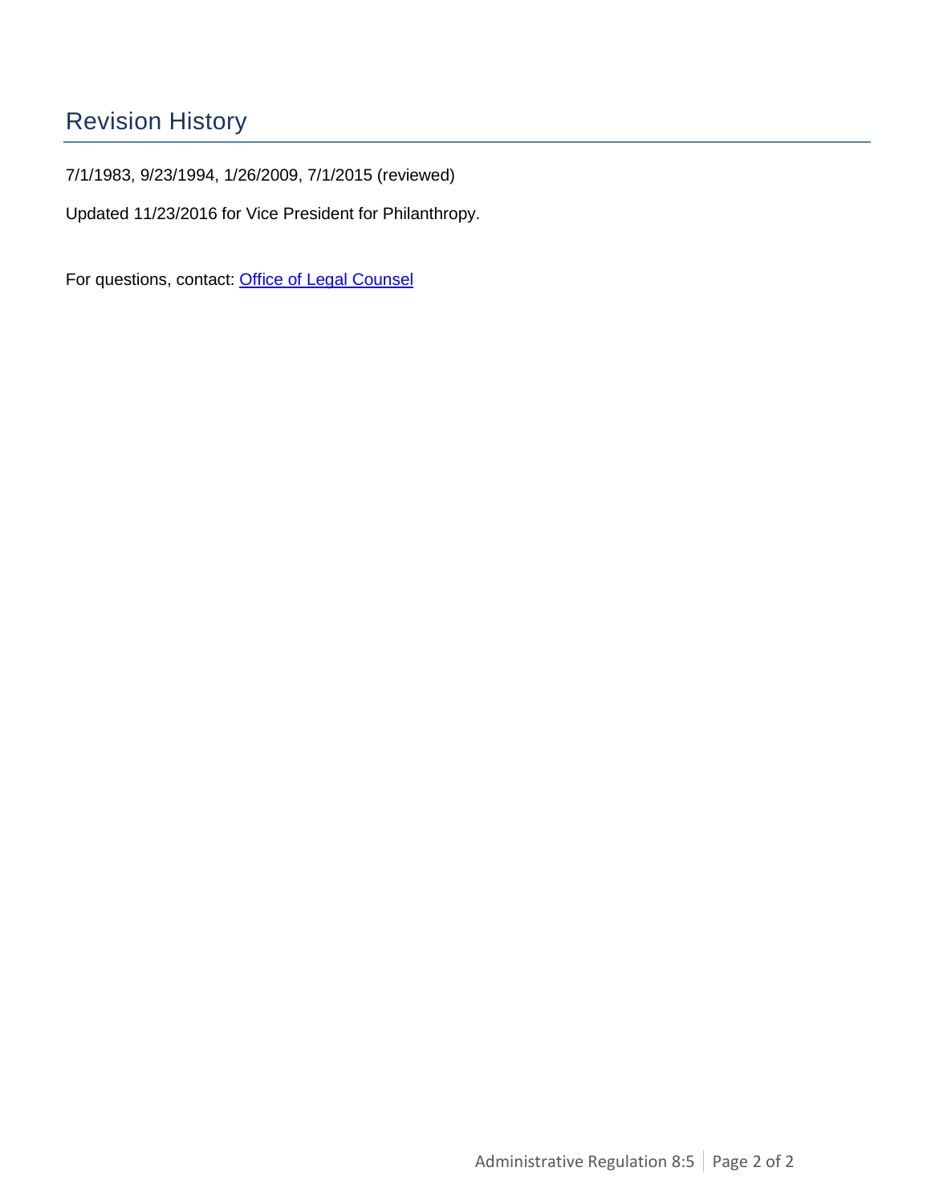## Revision History

7/1/1983, 9/23/1994, 1/26/2009, 7/1/2015 (reviewed)

Updated 11/23/2016 for Vice President for Philanthropy.

For questions, contact: Office of Legal Counsel